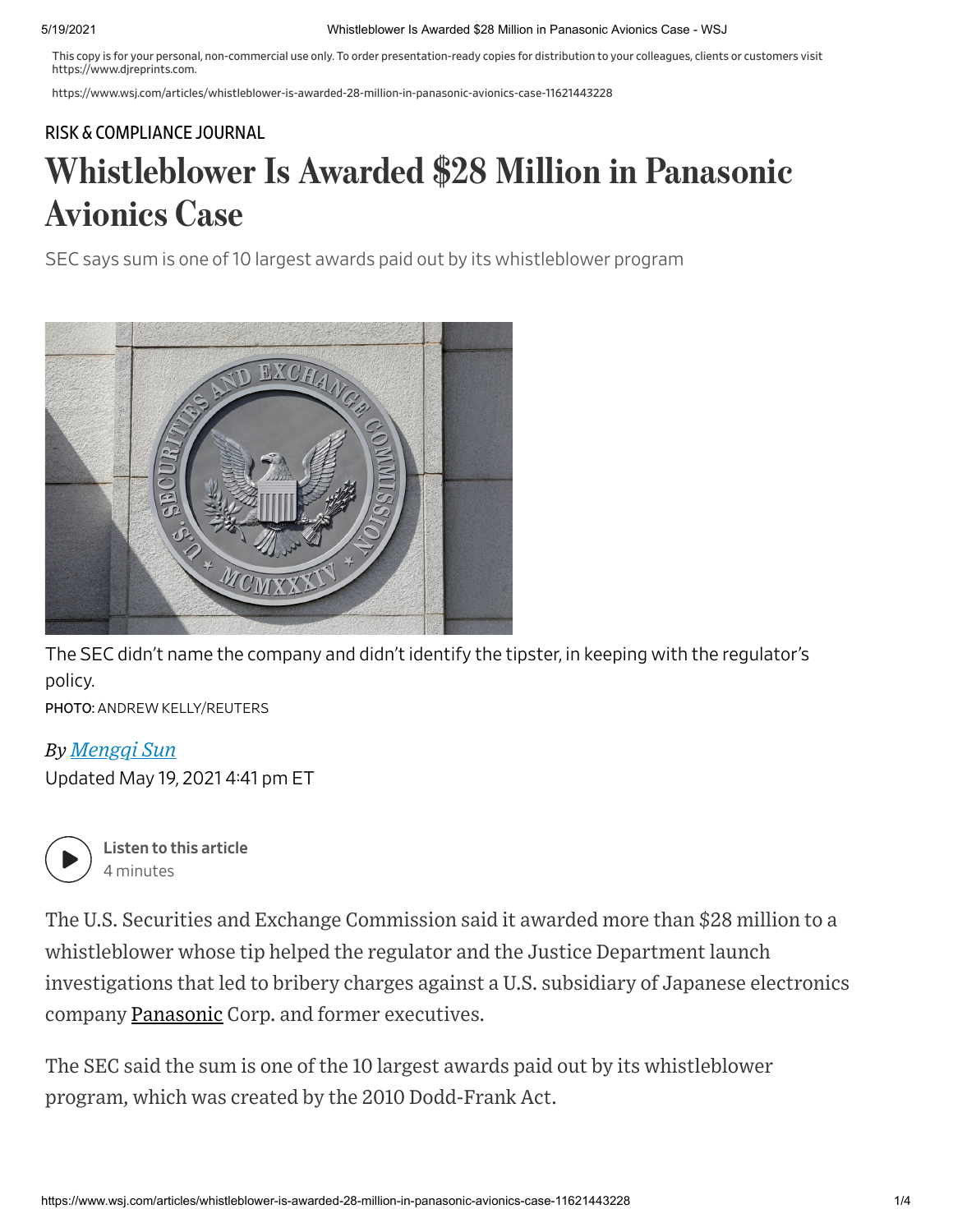This copy is for your personal, non-commercial use only. To order presentation-ready copies for distribution to your colleagues, clients or customers visit https://www.djreprints.com.

https://www.wsj.com/articles/whistleblower-is-awarded-28-million-in-panasonic-avionics-case-11621443228

RISK & COMPLIANCE JOURNAL

# Whistleblower Is Awarded $28 Million in Panasonic Avionics Case

SEC says sum is one of 10 largest awards paid out by its whistleblower program

The SEC didn't name the company and didn't identify the tipster, in keeping with the regulator's policy.

PHOTO: ANDREW KELLY/REUTERS

*By Mengqi Sun*

Updated May 19, 2021 4:41 pm ET

Listen to this article
4 minutes

The U.S. Securities and Exchange Commission said it awarded more than $28 million to a whistleblower whose tip helped the regulator and the Justice Department launch investigations that led to bribery charges against a U.S. subsidiary of Japanese electronics company Panasonic Corp. and former executives.

The SEC said the sum is one of the 10 largest awards paid out by its whistleblower program, which was created by the 2010 Dodd-Frank Act.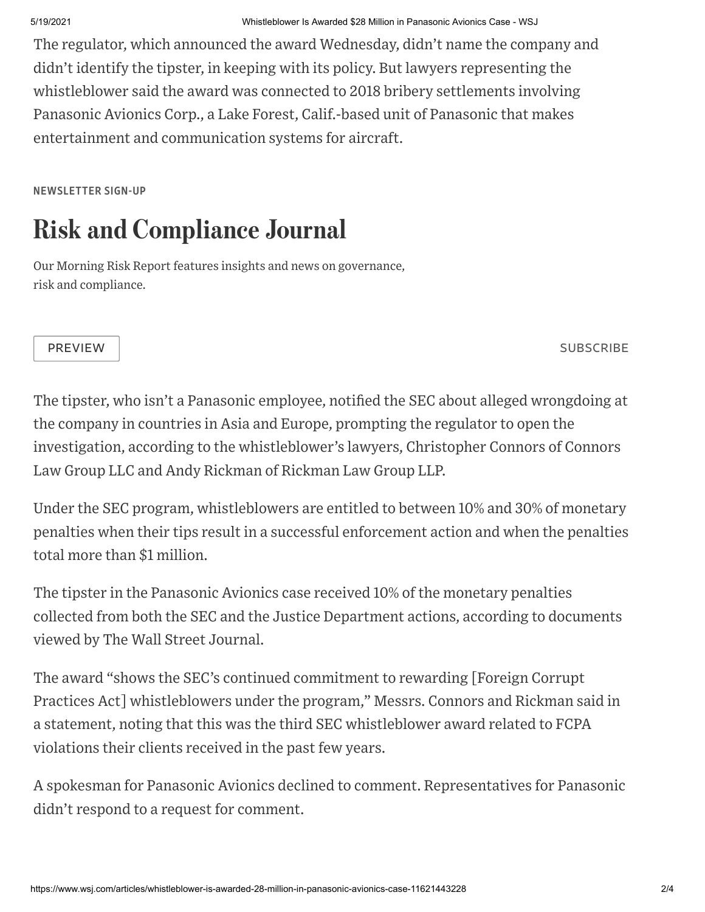The regulator, which announced the award Wednesday, didn't name the company and didn't identify the tipster, in keeping with its policy. But lawyers representing the whistleblower said the award was connected to 2018 bribery settlements involving Panasonic Avionics Corp., a Lake Forest, Calif.-based unit of Panasonic that makes entertainment and communication systems for aircraft.

NEWSLETTER SIGN-UP

## Risk and Compliance Journal

Our Morning Risk Report features insights and news on governance, risk and compliance.

PREVIEW

SUBSCRIBE

The tipster, who isn't a Panasonic employee, notified the SEC about alleged wrongdoing at the company in countries in Asia and Europe, prompting the regulator to open the investigation, according to the whistleblower's lawyers, Christopher Connors of Connors Law Group LLC and Andy Rickman of Rickman Law Group LLP.

Under the SEC program, whistleblowers are entitled to between 10% and 30% of monetary penalties when their tips result in a successful enforcement action and when the penalties total more than $1 million.

The tipster in the Panasonic Avionics case received 10% of the monetary penalties collected from both the SEC and the Justice Department actions, according to documents viewed by The Wall Street Journal.

The award "shows the SEC's continued commitment to rewarding [Foreign Corrupt Practices Act] whistleblowers under the program," Messrs. Connors and Rickman said in a statement, noting that this was the third SEC whistleblower award related to FCPA violations their clients received in the past few years.

A spokesman for Panasonic Avionics declined to comment. Representatives for Panasonic didn't respond to a request for comment.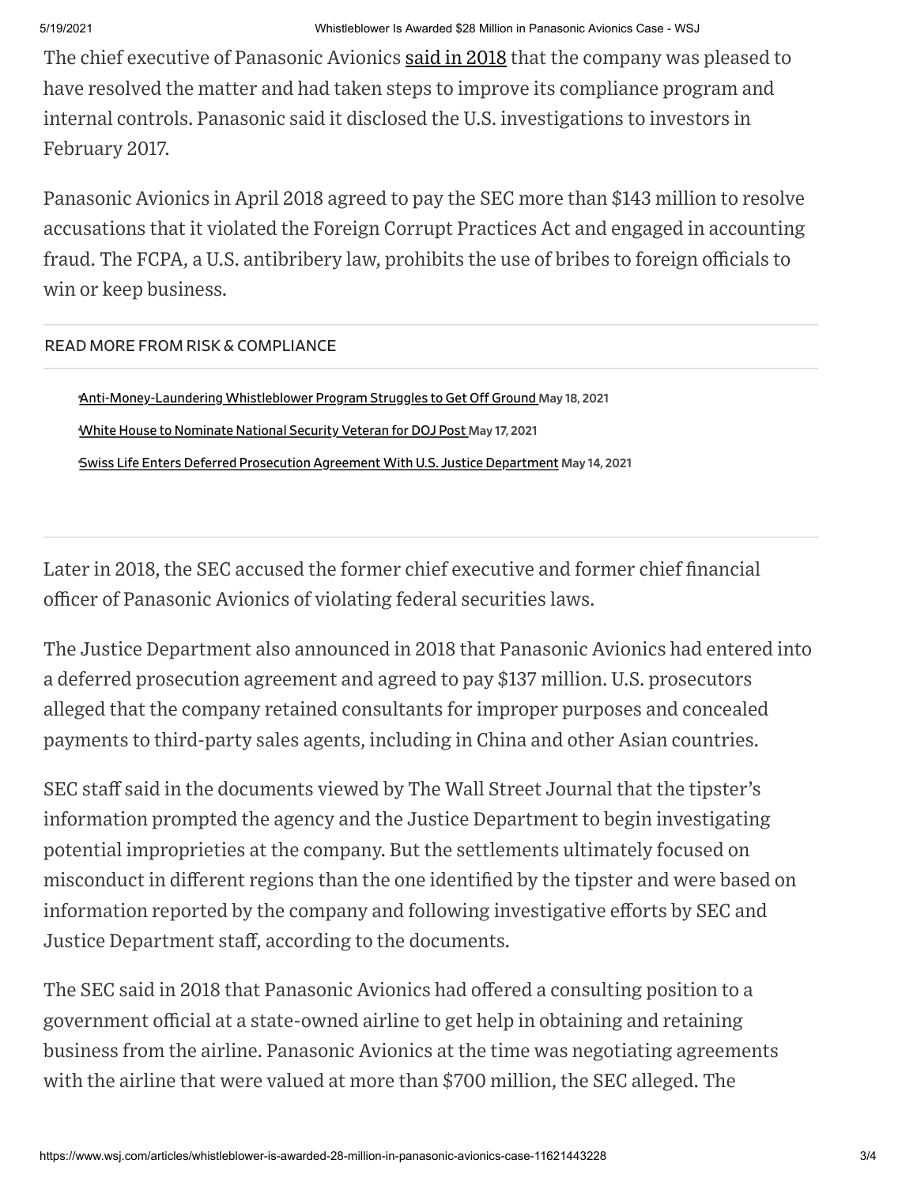The chief executive of Panasonic Avionics said in 2018 that the company was pleased to have resolved the matter and had taken steps to improve its compliance program and internal controls. Panasonic said it disclosed the U.S. investigations to investors in February 2017.

Panasonic Avionics in April 2018 agreed to pay the SEC more than $143 million to resolve accusations that it violated the Foreign Corrupt Practices Act and engaged in accounting fraud. The FCPA, a U.S. antibribery law, prohibits the use of bribes to foreign officials to win or keep business.

READ MORE FROM RISK & COMPLIANCE

- Anti-Money-Laundering Whistleblower Program Struggles to Get Off Ground **May 18, 2021**
- White House to Nominate National Security Veteran for DOJ Post **May 17, 2021**
- Swiss Life Enters Deferred Prosecution Agreement With U.S. Justice Department **May 14, 2021**

Later in 2018, the SEC accused the former chief executive and former chief financial officer of Panasonic Avionics of violating federal securities laws.

The Justice Department also announced in 2018 that Panasonic Avionics had entered into a deferred prosecution agreement and agreed to pay $137 million. U.S. prosecutors alleged that the company retained consultants for improper purposes and concealed payments to third-party sales agents, including in China and other Asian countries.

SEC staff said in the documents viewed by The Wall Street Journal that the tipster's information prompted the agency and the Justice Department to begin investigating potential improprieties at the company. But the settlements ultimately focused on misconduct in different regions than the one identified by the tipster and were based on information reported by the company and following investigative efforts by SEC and Justice Department staff, according to the documents.

The SEC said in 2018 that Panasonic Avionics had offered a consulting position to a government official at a state-owned airline to get help in obtaining and retaining business from the airline. Panasonic Avionics at the time was negotiating agreements with the airline that were valued at more than $700 million, the SEC alleged. The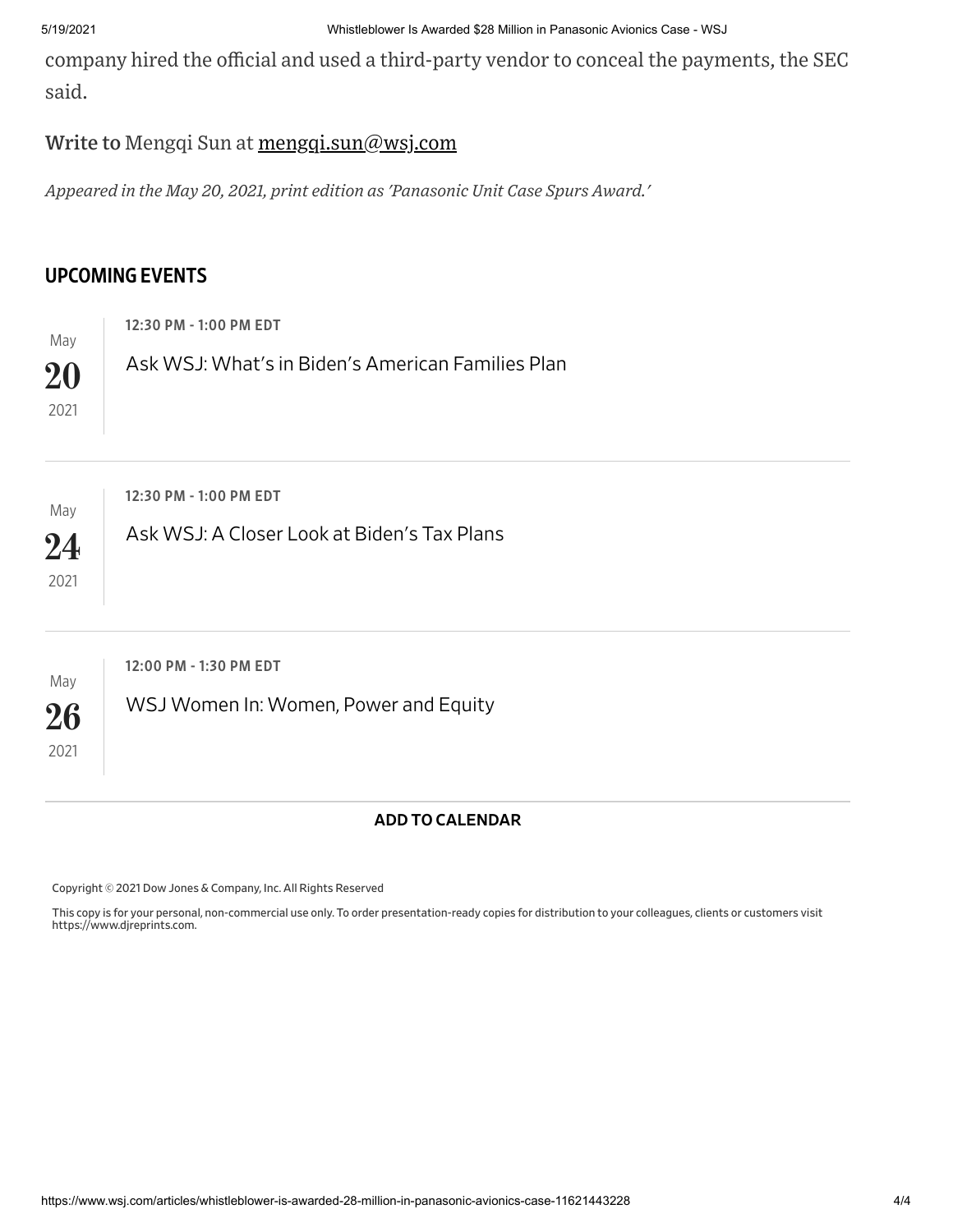company hired the official and used a third-party vendor to conceal the payments, the SEC said.

**Write to** Mengqi Sun at mengqi.sun@wsj.com

*Appeared in the May 20, 2021, print edition as 'Panasonic Unit Case Spurs Award.'*

## UPCOMING EVENTS

May **20** 2021

12:30 PM - 1:00 PM EDT

Ask WSJ: What's in Biden's American Families Plan

May **24** 2021

12:30 PM - 1:00 PM EDT

Ask WSJ: A Closer Look at Biden's Tax Plans

May **26** 2021

12:00 PM - 1:30 PM EDT

WSJ Women In: Women, Power and Equity

**ADD TO CALENDAR**

Copyright © 2021 Dow Jones & Company, Inc. All Rights Reserved

This copy is for your personal, non-commercial use only. To order presentation-ready copies for distribution to your colleagues, clients or customers visit https://www.djreprints.com.